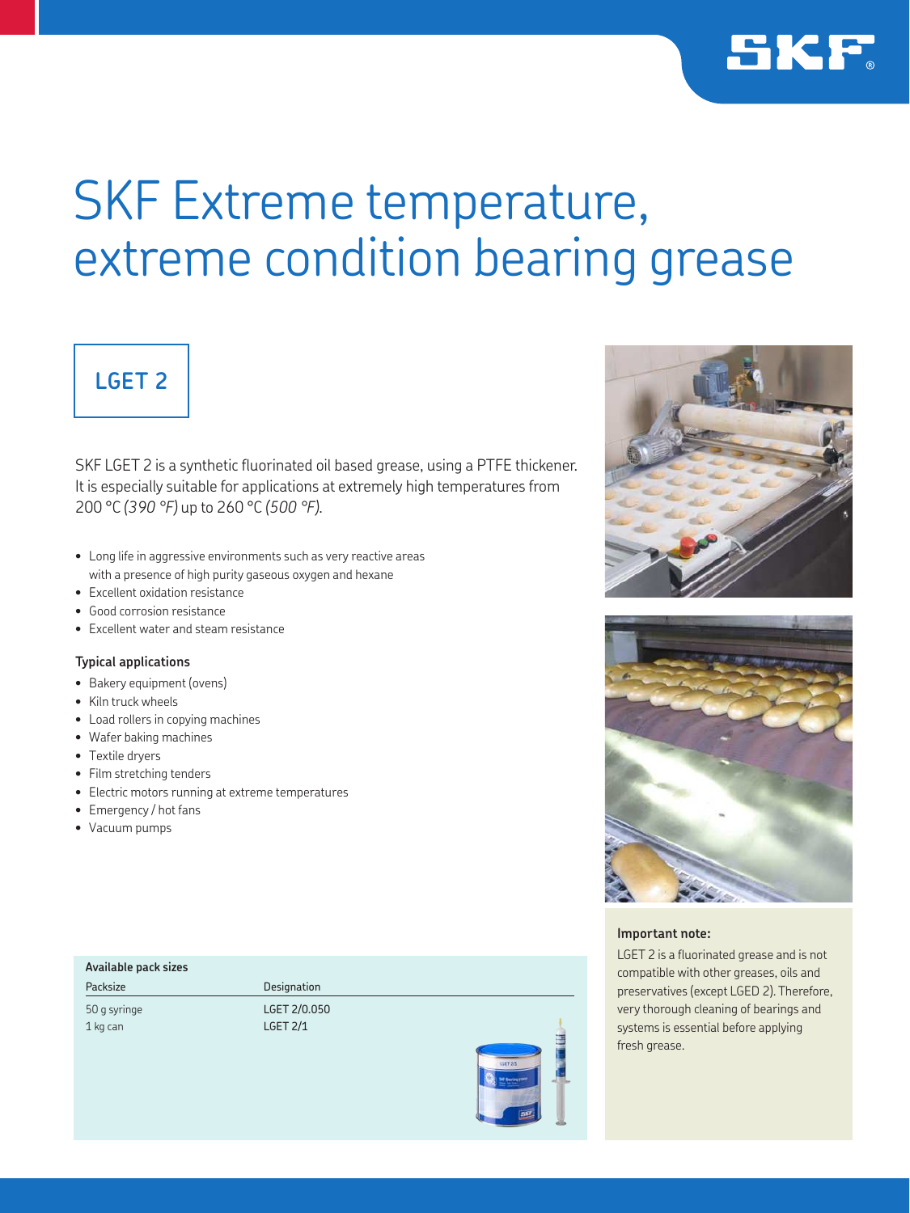# SKF Extreme temperature, extreme condition bearing grease

## LGET 2

SKF LGET 2 is a synthetic fluorinated oil based grease, using a PTFE thickener. It is especially suitable for applications at extremely high temperatures from 200 °C *(390 °F)* up to 260 °C *(500 °F)*.

- Long life in aggressive environments such as very reactive areas with a presence of high purity gaseous oxygen and hexane
- Excellent oxidation resistance
- Good corrosion resistance
- Excellent water and steam resistance

### Typical applications

- Bakery equipment (ovens)
- Kiln truck wheels
- Load rollers in copying machines
- Wafer baking machines
- Textile dryers
- Film stretching tenders
- Electric motors running at extreme temperatures
- Emergency / hot fans
- Vacuum pumps

**Available pack sizes**

| Packsize | Designation |
| --- | --- |
| 50 g syringe | LGET 2/0.050 |
| 1 kg can | LGET 2/1 |

**Important note:**

LGET 2 is a fluorinated grease and is not compatible with other greases, oils and preservatives (except LGED 2). Therefore, very thorough cleaning of bearings and systems is essential before applying fresh grease.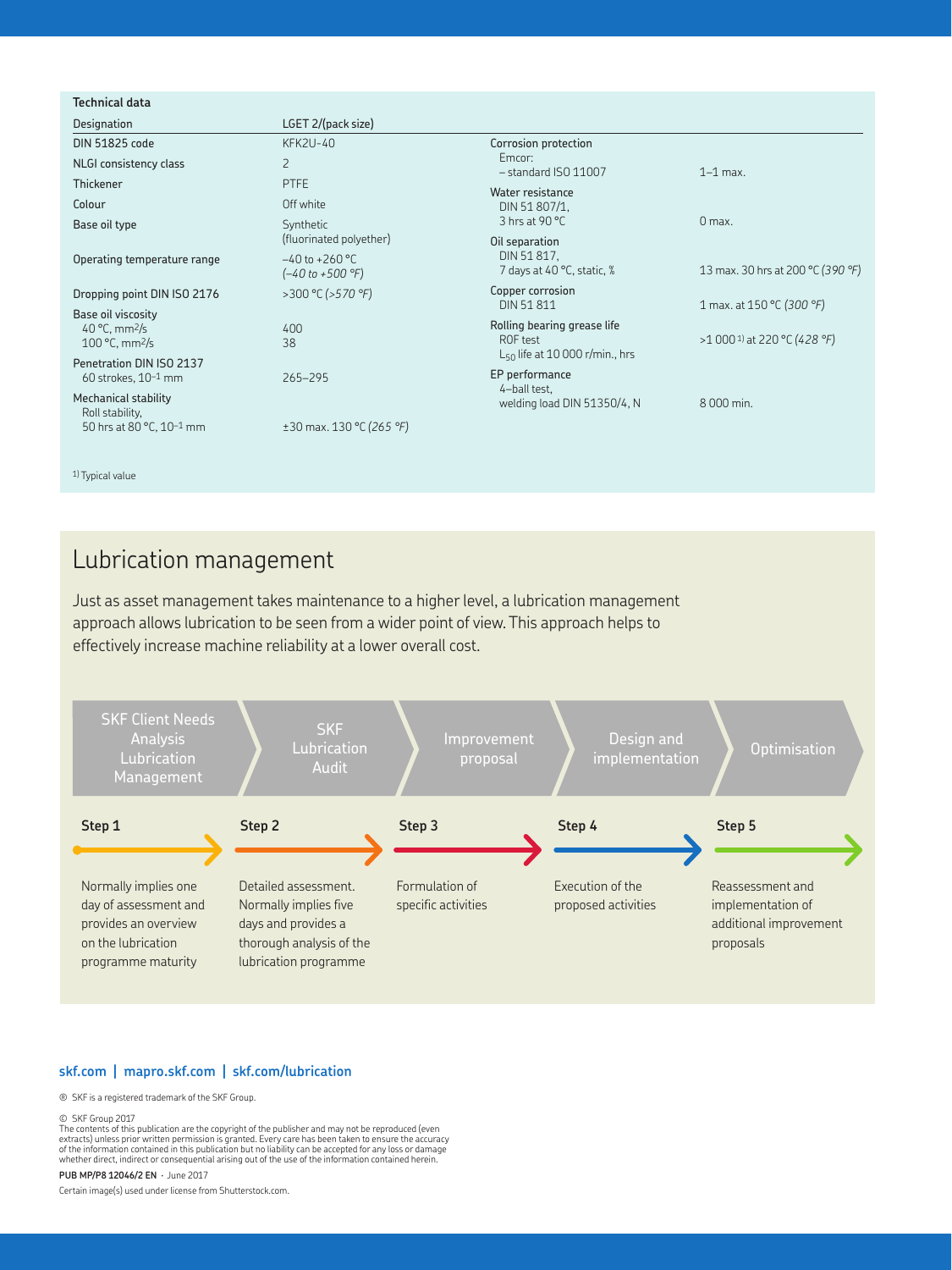**Technical data**

| Designation | LGET 2/(pack size) | | |
|---|---|---|---|
| DIN 51825 code | KFK2U-40 | Corrosion protection<br>Emcor:<br>– standard ISO 11007 | 1–1 max. |
| NLGI consistency class | 2 | | |
| Thickener | PTFE | Water resistance<br>DIN 51 807/1,<br>3 hrs at 90 °C | 0 max. |
| Colour | Off white | | |
| Base oil type | Synthetic<br>(fluorinated polyether) | Oil separation<br>DIN 51 817,<br>7 days at 40 °C, static, % | 13 max. 30 hrs at 200 °C *(390 °F)* |
| Operating temperature range | –40 to +260 °C<br>*(–40 to +500 °F)* | | |
| Dropping point DIN ISO 2176 | >300 °C *(>570 °F)* | Copper corrosion<br>DIN 51 811 | 1 max. at 150 °C *(300 °F)* |
| Base oil viscosity<br>40 °C, $mm^2/s$<br>100 °C, $mm^2/s$ | <br>400<br>38 | Rolling bearing grease life<br>ROF test<br>$L_{50}$ life at 10 000 r/min., hrs | >1 000[1] at 220 °C *(428 °F)* |
| Penetration DIN ISO 2137<br>60 strokes, $10^{-1}$ mm | 265–295 | EP performance<br>4–ball test,<br>welding load DIN 51350/4, N | 8 000 min. |
| Mechanical stability<br>Roll stability,<br>50 hrs at 80 °C, $10^{-1}$ mm | ±30 max. 130 °C *(265 °F)* | | |

[1] Typical value

## Lubrication management

Just as asset management takes maintenance to a higher level, a lubrication management approach allows lubrication to be seen from a wider point of view. This approach helps to effectively increase machine reliability at a lower overall cost.

**Step 1** – SKF Client Needs Analysis Lubrication Management

Normally implies one day of assessment and provides an overview on the lubrication programme maturity

**Step 2** – SKF Lubrication Audit

Detailed assessment. Normally implies five days and provides a thorough analysis of the lubrication programme

**Step 3** – Improvement proposal

Formulation of specific activities

**Step 4** – Design and implementation

Execution of the proposed activities

**Step 5** – Optimisation

Reassessment and implementation of additional improvement proposals

**skf.com | mapro.skf.com | skf.com/lubrication**

® SKF is a registered trademark of the SKF Group.

© SKF Group 2017
The contents of this publication are the copyright of the publisher and may not be reproduced (even extracts) unless prior written permission is granted. Every care has been taken to ensure the accuracy of the information contained in this publication but no liability can be accepted for any loss or damage whether direct, indirect or consequential arising out of the use of the information contained herein.

**PUB MP/P8 12046/2 EN** · June 2017

Certain image(s) used under license from Shutterstock.com.